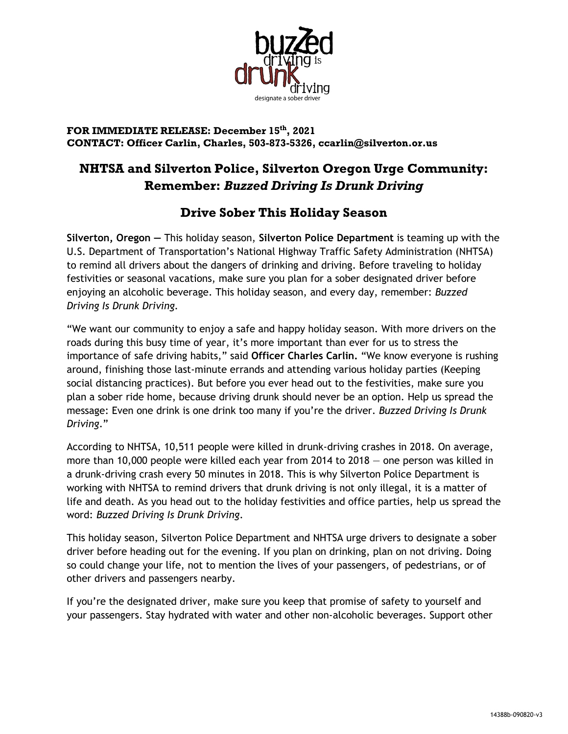**FOR IMMEDIATE RELEASE: December 15th, 2021**
**CONTACT: Officer Carlin, Charles, 503-873-5326, ccarlin@silverton.or.us**

# NHTSA and Silverton Police, Silverton Oregon Urge Community: Remember: *Buzzed Driving Is Drunk Driving*

## Drive Sober This Holiday Season

**Silverton, Oregon —** This holiday season, **Silverton Police Department** is teaming up with the U.S. Department of Transportation's National Highway Traffic Safety Administration (NHTSA) to remind all drivers about the dangers of drinking and driving. Before traveling to holiday festivities or seasonal vacations, make sure you plan for a sober designated driver before enjoying an alcoholic beverage. This holiday season, and every day, remember: *Buzzed Driving Is Drunk Driving.*

"We want our community to enjoy a safe and happy holiday season. With more drivers on the roads during this busy time of year, it's more important than ever for us to stress the importance of safe driving habits," said **Officer Charles Carlin.** "We know everyone is rushing around, finishing those last-minute errands and attending various holiday parties (Keeping social distancing practices). But before you ever head out to the festivities, make sure you plan a sober ride home, because driving drunk should never be an option. Help us spread the message: Even one drink is one drink too many if you're the driver. *Buzzed Driving Is Drunk Driving*."

According to NHTSA, 10,511 people were killed in drunk-driving crashes in 2018. On average, more than 10,000 people were killed each year from 2014 to 2018 — one person was killed in a drunk-driving crash every 50 minutes in 2018. This is why Silverton Police Department is working with NHTSA to remind drivers that drunk driving is not only illegal, it is a matter of life and death. As you head out to the holiday festivities and office parties, help us spread the word: *Buzzed Driving Is Drunk Driving*.

This holiday season, Silverton Police Department and NHTSA urge drivers to designate a sober driver before heading out for the evening. If you plan on drinking, plan on not driving. Doing so could change your life, not to mention the lives of your passengers, of pedestrians, or of other drivers and passengers nearby.

If you're the designated driver, make sure you keep that promise of safety to yourself and your passengers. Stay hydrated with water and other non-alcoholic beverages. Support other

14388b-090820-v3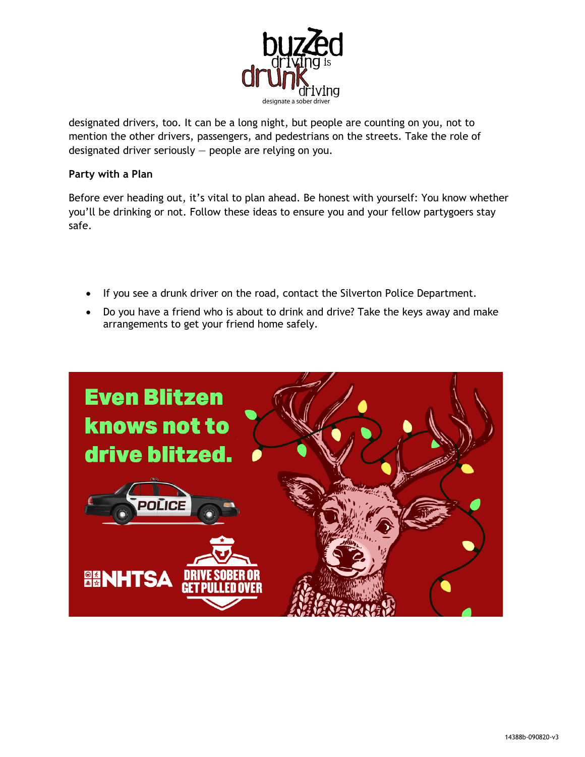designated drivers, too. It can be a long night, but people are counting on you, not to mention the other drivers, passengers, and pedestrians on the streets. Take the role of designated driver seriously — people are relying on you.

**Party with a Plan**

Before ever heading out, it's vital to plan ahead. Be honest with yourself: You know whether you'll be drinking or not. Follow these ideas to ensure you and your fellow partygoers stay safe.

- If you see a drunk driver on the road, contact the Silverton Police Department.
- Do you have a friend who is about to drink and drive? Take the keys away and make arrangements to get your friend home safely.

14388b-090820-v3